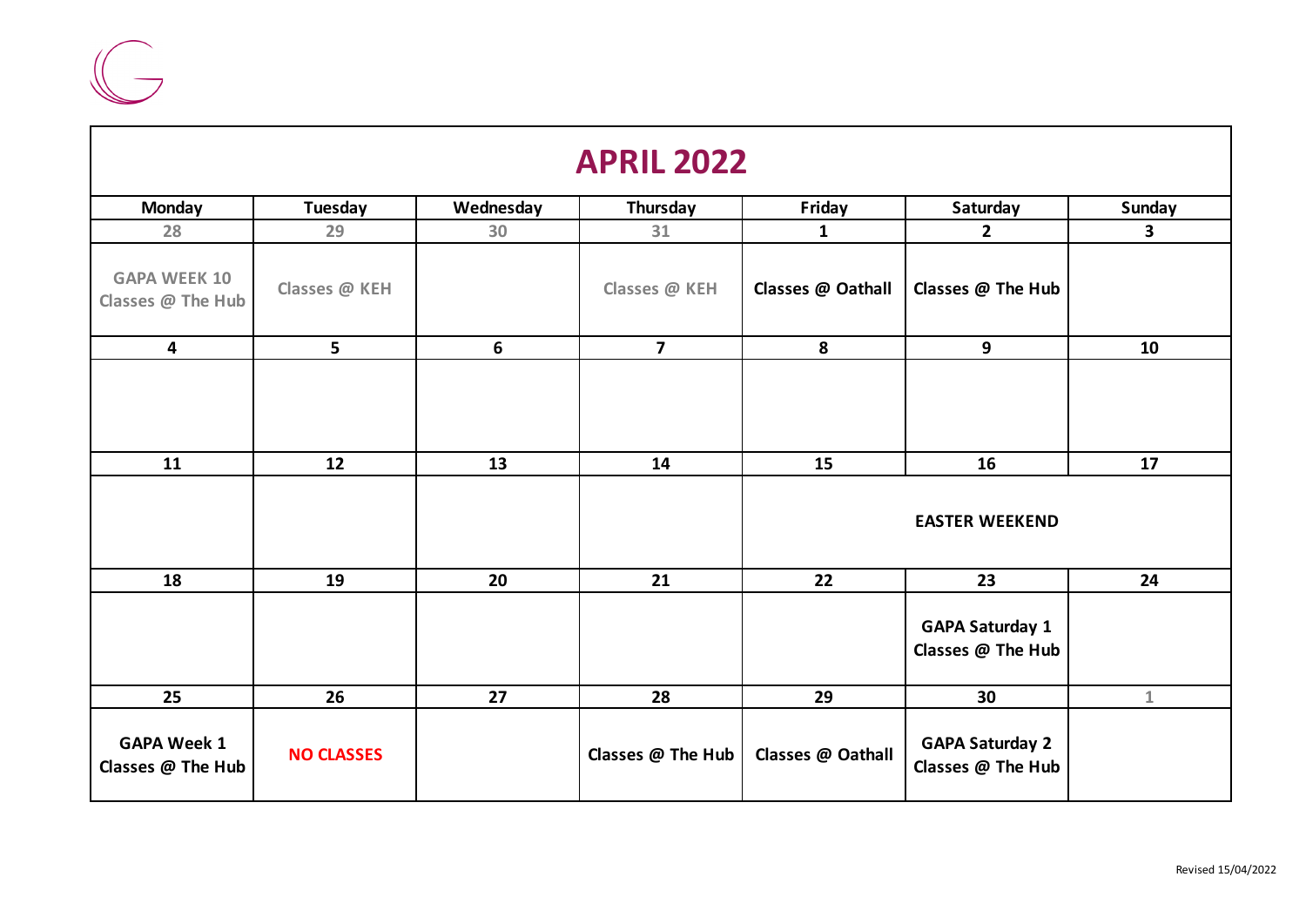# APRIL 2022

| Monday | Tuesday | Wednesday | Thursday | Friday | Saturday | Sunday |
|---|---|---|---|---|---|---|
| 28 | 29 | 30 | 31 | 1 | 2 | 3 |
| GAPA WEEK 10 Classes @ The Hub | Classes @ KEH | | Classes @ KEH | Classes @ Oathall | Classes @ The Hub | |
| 4 | 5 | 6 | 7 | 8 | 9 | 10 |
| | | | | | | |
| 11 | 12 | 13 | 14 | 15 | 16 | 17 |
| | | | | EASTER WEEKEND | | |
| 18 | 19 | 20 | 21 | 22 | 23 | 24 |
| | | | | | GAPA Saturday 1 Classes @ The Hub | |
| 25 | 26 | 27 | 28 | 29 | 30 | 1 |
| GAPA Week 1 Classes @ The Hub | NO CLASSES | | Classes @ The Hub | Classes @ Oathall | GAPA Saturday 2 Classes @ The Hub | |

Revised 15/04/2022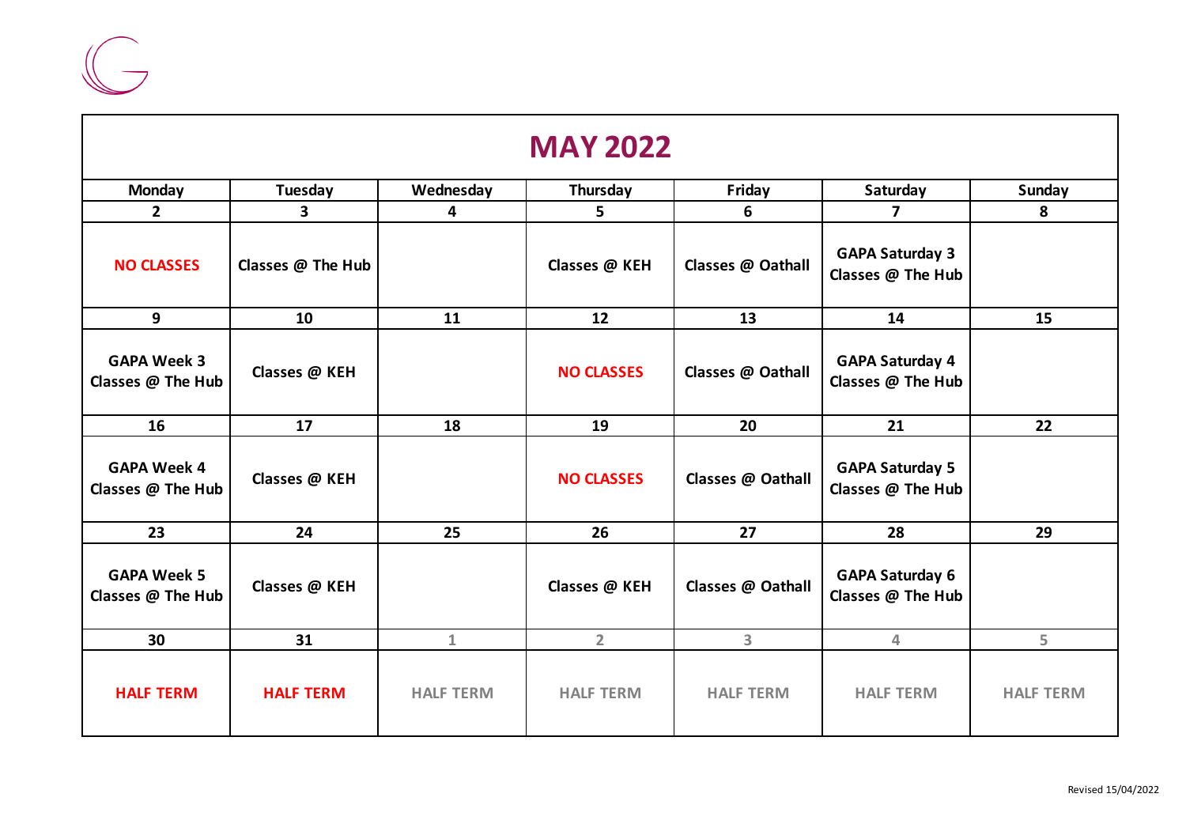# MAY 2022

| Monday | Tuesday | Wednesday | Thursday | Friday | Saturday | Sunday |
|---|---|---|---|---|---|---|
| **2** | **3** | **4** | **5** | **6** | **7** | **8** |
| **NO CLASSES** | **Classes @ The Hub** | | **Classes @ KEH** | **Classes @ Oathall** | **GAPA Saturday 3 Classes @ The Hub** | |
| **9** | **10** | **11** | **12** | **13** | **14** | **15** |
| **GAPA Week 3 Classes @ The Hub** | **Classes @ KEH** | | **NO CLASSES** | **Classes @ Oathall** | **GAPA Saturday 4 Classes @ The Hub** | |
| **16** | **17** | **18** | **19** | **20** | **21** | **22** |
| **GAPA Week 4 Classes @ The Hub** | **Classes @ KEH** | | **NO CLASSES** | **Classes @ Oathall** | **GAPA Saturday 5 Classes @ The Hub** | |
| **23** | **24** | **25** | **26** | **27** | **28** | **29** |
| **GAPA Week 5 Classes @ The Hub** | **Classes @ KEH** | | **Classes @ KEH** | **Classes @ Oathall** | **GAPA Saturday 6 Classes @ The Hub** | |
| **30** | **31** | 1 | 2 | 3 | 4 | 5 |
| **HALF TERM** | **HALF TERM** | HALF TERM | HALF TERM | HALF TERM | HALF TERM | HALF TERM |

Revised 15/04/2022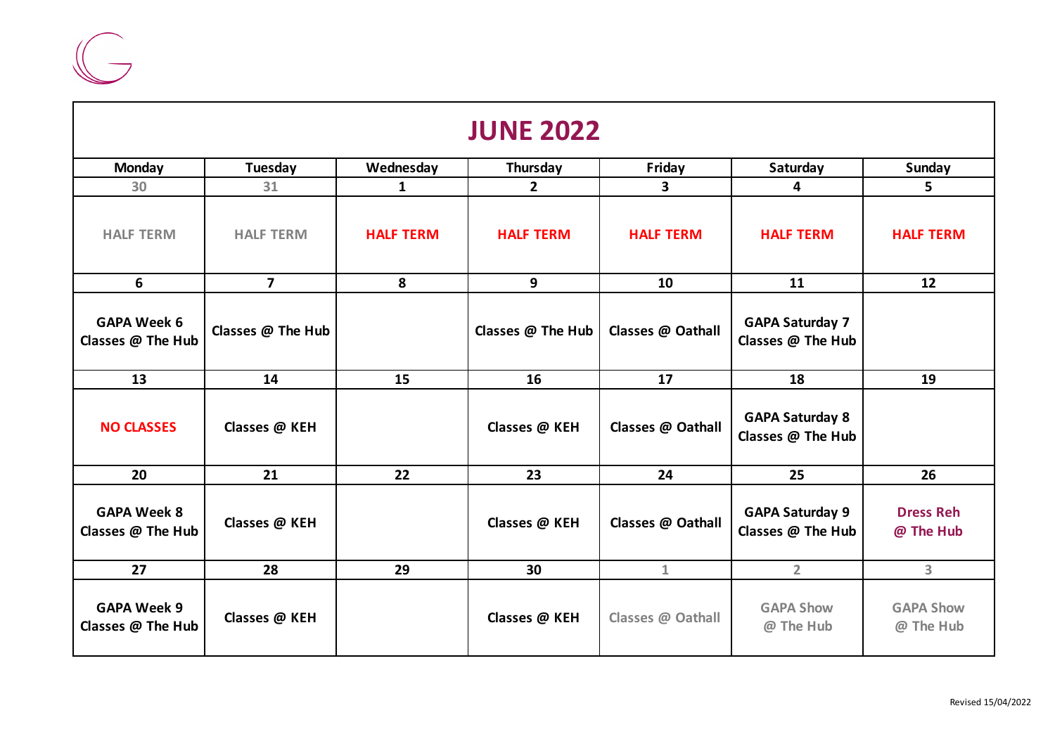# JUNE 2022

| Monday | Tuesday | Wednesday | Thursday | Friday | Saturday | Sunday |
|---|---|---|---|---|---|---|
| 30 | 31 | 1 | 2 | 3 | 4 | 5 |
| HALF TERM | HALF TERM | HALF TERM | HALF TERM | HALF TERM | HALF TERM | HALF TERM |
| 6 | 7 | 8 | 9 | 10 | 11 | 12 |
| GAPA Week 6 Classes @ The Hub | Classes @ The Hub | | Classes @ The Hub | Classes @ Oathall | GAPA Saturday 7 Classes @ The Hub | |
| 13 | 14 | 15 | 16 | 17 | 18 | 19 |
| NO CLASSES | Classes @ KEH | | Classes @ KEH | Classes @ Oathall | GAPA Saturday 8 Classes @ The Hub | |
| 20 | 21 | 22 | 23 | 24 | 25 | 26 |
| GAPA Week 8 Classes @ The Hub | Classes @ KEH | | Classes @ KEH | Classes @ Oathall | GAPA Saturday 9 Classes @ The Hub | Dress Reh @ The Hub |
| 27 | 28 | 29 | 30 | 1 | 2 | 3 |
| GAPA Week 9 Classes @ The Hub | Classes @ KEH | | Classes @ KEH | Classes @ Oathall | GAPA Show @ The Hub | GAPA Show @ The Hub |

Revised 15/04/2022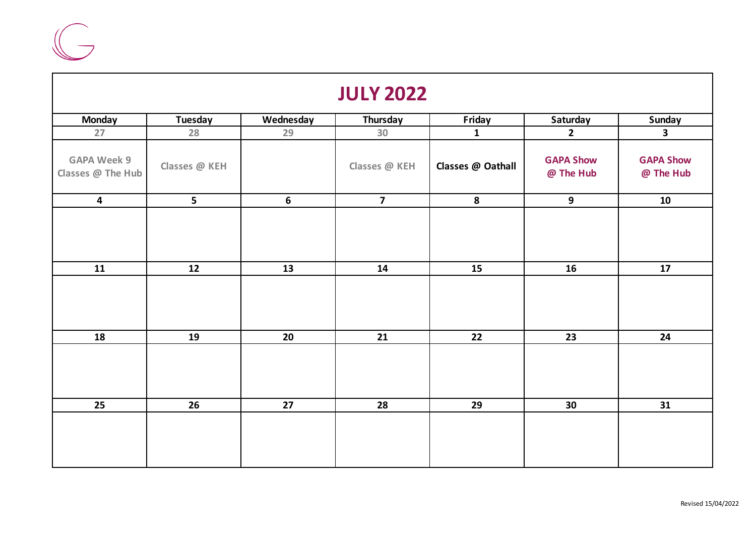# JULY 2022

| Monday | Tuesday | Wednesday | Thursday | Friday | Saturday | Sunday |
|---|---|---|---|---|---|---|
| 27 | 28 | 29 | 30 | **1** | **2** | **3** |
| GAPA Week 9 Classes @ The Hub | Classes @ KEH | | Classes @ KEH | **Classes @ Oathall** | **GAPA Show @ The Hub** | **GAPA Show @ The Hub** |
| **4** | **5** | **6** | **7** | **8** | **9** | **10** |
| | | | | | | |
| **11** | **12** | **13** | **14** | **15** | **16** | **17** |
| | | | | | | |
| **18** | **19** | **20** | **21** | **22** | **23** | **24** |
| | | | | | | |
| **25** | **26** | **27** | **28** | **29** | **30** | **31** |
| | | | | | | |

Revised 15/04/2022